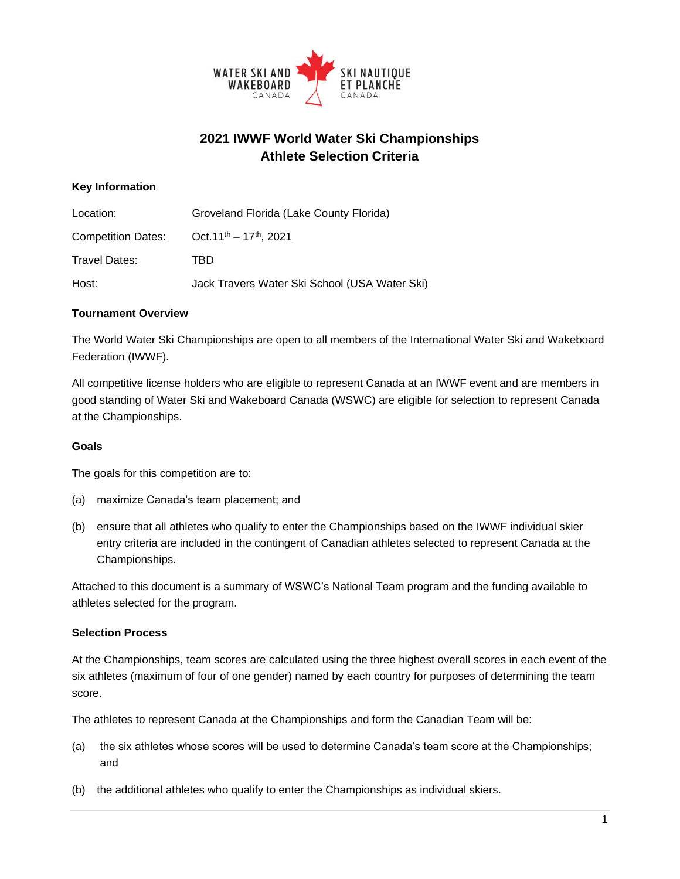# 2021 IWWF World Water Ski Championships
## Athlete Selection Criteria

**Key Information**

| | |
|---|---|
| Location: | Groveland Florida (Lake County Florida) |
| Competition Dates: | Oct.11th – 17th, 2021 |
| Travel Dates: | TBD |
| Host: | Jack Travers Water Ski School (USA Water Ski) |

**Tournament Overview**

The World Water Ski Championships are open to all members of the International Water Ski and Wakeboard Federation (IWWF).

All competitive license holders who are eligible to represent Canada at an IWWF event and are members in good standing of Water Ski and Wakeboard Canada (WSWC) are eligible for selection to represent Canada at the Championships.

**Goals**

The goals for this competition are to:

(a) maximize Canada's team placement; and

(b) ensure that all athletes who qualify to enter the Championships based on the IWWF individual skier entry criteria are included in the contingent of Canadian athletes selected to represent Canada at the Championships.

Attached to this document is a summary of WSWC's National Team program and the funding available to athletes selected for the program.

**Selection Process**

At the Championships, team scores are calculated using the three highest overall scores in each event of the six athletes (maximum of four of one gender) named by each country for purposes of determining the team score.

The athletes to represent Canada at the Championships and form the Canadian Team will be:

(a) the six athletes whose scores will be used to determine Canada's team score at the Championships; and

(b) the additional athletes who qualify to enter the Championships as individual skiers.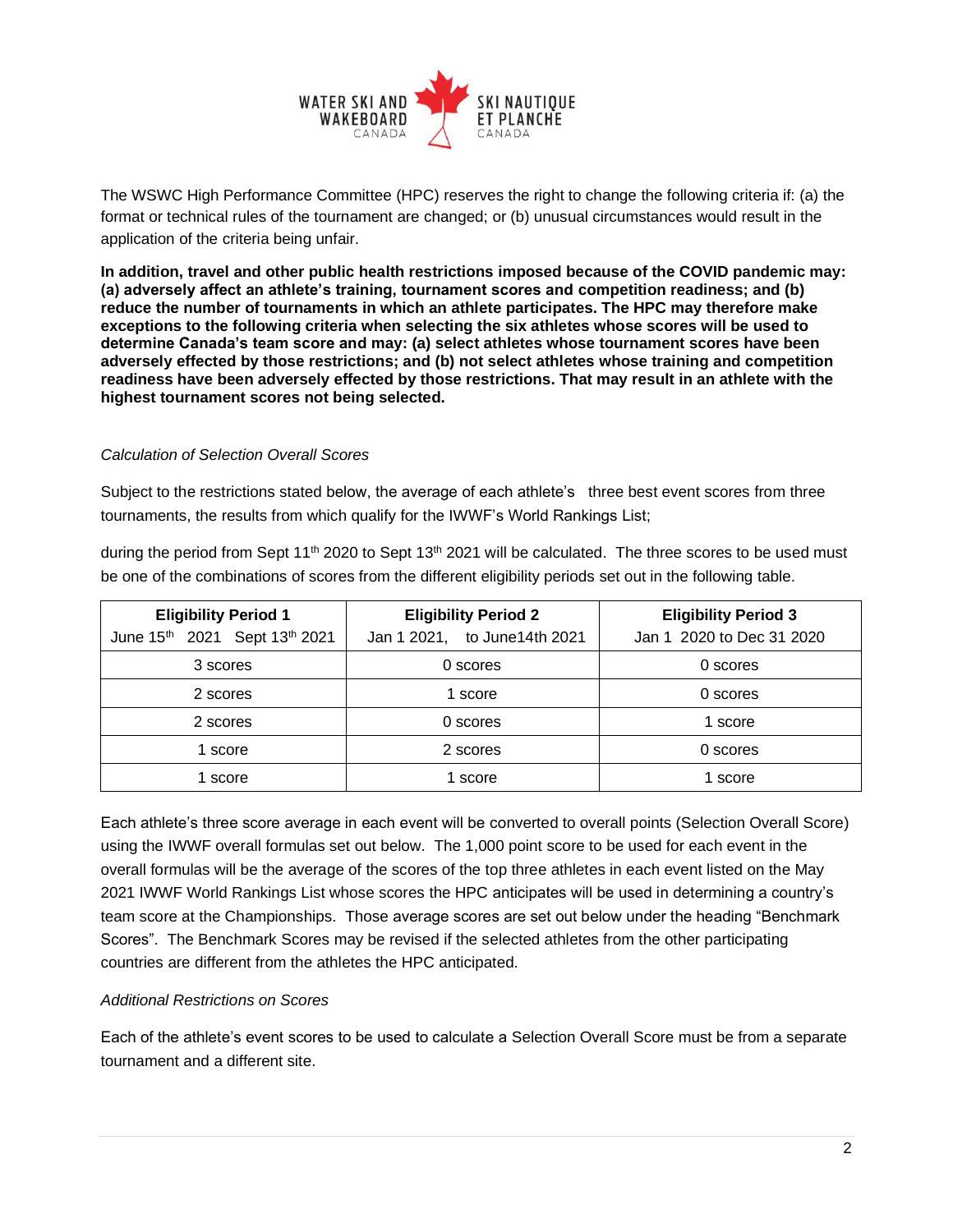The WSWC High Performance Committee (HPC) reserves the right to change the following criteria if: (a) the format or technical rules of the tournament are changed; or (b) unusual circumstances would result in the application of the criteria being unfair.

**In addition, travel and other public health restrictions imposed because of the COVID pandemic may: (a) adversely affect an athlete's training, tournament scores and competition readiness; and (b) reduce the number of tournaments in which an athlete participates. The HPC may therefore make exceptions to the following criteria when selecting the six athletes whose scores will be used to determine Canada's team score and may: (a) select athletes whose tournament scores have been adversely effected by those restrictions; and (b) not select athletes whose training and competition readiness have been adversely effected by those restrictions. That may result in an athlete with the highest tournament scores not being selected.**

*Calculation of Selection Overall Scores*

Subject to the restrictions stated below, the average of each athlete's three best event scores from three tournaments, the results from which qualify for the IWWF's World Rankings List;

during the period from Sept 11th 2020 to Sept 13th 2021 will be calculated. The three scores to be used must be one of the combinations of scores from the different eligibility periods set out in the following table.

| **Eligibility Period 1** June 15th 2021 Sept 13th 2021 | **Eligibility Period 2** Jan 1 2021, to June14th 2021 | **Eligibility Period 3** Jan 1 2020 to Dec 31 2020 |
|---|---|---|
| 3 scores | 0 scores | 0 scores |
| 2 scores | 1 score | 0 scores |
| 2 scores | 0 scores | 1 score |
| 1 score | 2 scores | 0 scores |
| 1 score | 1 score | 1 score |

Each athlete's three score average in each event will be converted to overall points (Selection Overall Score) using the IWWF overall formulas set out below. The 1,000 point score to be used for each event in the overall formulas will be the average of the scores of the top three athletes in each event listed on the May 2021 IWWF World Rankings List whose scores the HPC anticipates will be used in determining a country's team score at the Championships. Those average scores are set out below under the heading "Benchmark Scores". The Benchmark Scores may be revised if the selected athletes from the other participating countries are different from the athletes the HPC anticipated.

*Additional Restrictions on Scores*

Each of the athlete's event scores to be used to calculate a Selection Overall Score must be from a separate tournament and a different site.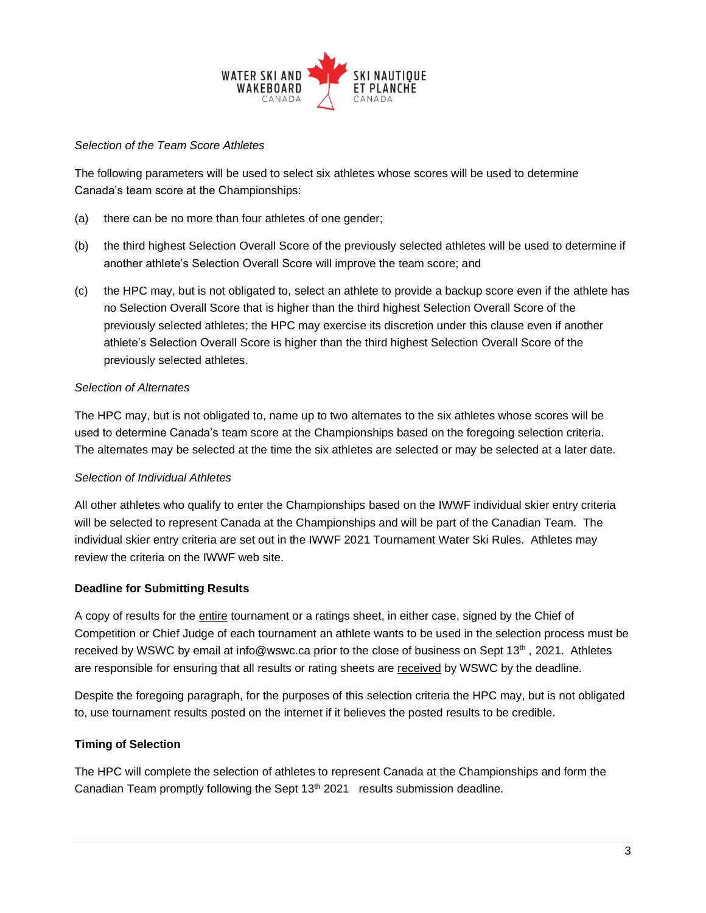*Selection of the Team Score Athletes*

The following parameters will be used to select six athletes whose scores will be used to determine Canada's team score at the Championships:

(a) there can be no more than four athletes of one gender;

(b) the third highest Selection Overall Score of the previously selected athletes will be used to determine if another athlete's Selection Overall Score will improve the team score; and

(c) the HPC may, but is not obligated to, select an athlete to provide a backup score even if the athlete has no Selection Overall Score that is higher than the third highest Selection Overall Score of the previously selected athletes; the HPC may exercise its discretion under this clause even if another athlete's Selection Overall Score is higher than the third highest Selection Overall Score of the previously selected athletes.

*Selection of Alternates*

The HPC may, but is not obligated to, name up to two alternates to the six athletes whose scores will be used to determine Canada's team score at the Championships based on the foregoing selection criteria. The alternates may be selected at the time the six athletes are selected or may be selected at a later date.

*Selection of Individual Athletes*

All other athletes who qualify to enter the Championships based on the IWWF individual skier entry criteria will be selected to represent Canada at the Championships and will be part of the Canadian Team. The individual skier entry criteria are set out in the IWWF 2021 Tournament Water Ski Rules. Athletes may review the criteria on the IWWF web site.

**Deadline for Submitting Results**

A copy of results for the entire tournament or a ratings sheet, in either case, signed by the Chief of Competition or Chief Judge of each tournament an athlete wants to be used in the selection process must be received by WSWC by email at info@wswc.ca prior to the close of business on Sept 13th , 2021. Athletes are responsible for ensuring that all results or rating sheets are received by WSWC by the deadline.

Despite the foregoing paragraph, for the purposes of this selection criteria the HPC may, but is not obligated to, use tournament results posted on the internet if it believes the posted results to be credible.

**Timing of Selection**

The HPC will complete the selection of athletes to represent Canada at the Championships and form the Canadian Team promptly following the Sept 13th 2021 results submission deadline.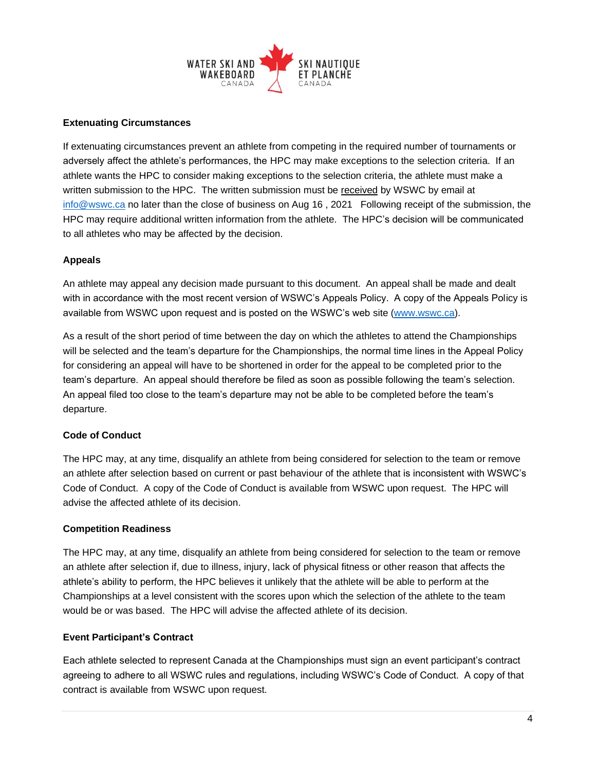### Extenuating Circumstances

If extenuating circumstances prevent an athlete from competing in the required number of tournaments or adversely affect the athlete's performances, the HPC may make exceptions to the selection criteria. If an athlete wants the HPC to consider making exceptions to the selection criteria, the athlete must make a written submission to the HPC. The written submission must be received by WSWC by email at info@wswc.ca no later than the close of business on Aug 16 , 2021 Following receipt of the submission, the HPC may require additional written information from the athlete. The HPC's decision will be communicated to all athletes who may be affected by the decision.

### Appeals

An athlete may appeal any decision made pursuant to this document. An appeal shall be made and dealt with in accordance with the most recent version of WSWC's Appeals Policy. A copy of the Appeals Policy is available from WSWC upon request and is posted on the WSWC's web site (www.wswc.ca).

As a result of the short period of time between the day on which the athletes to attend the Championships will be selected and the team's departure for the Championships, the normal time lines in the Appeal Policy for considering an appeal will have to be shortened in order for the appeal to be completed prior to the team's departure. An appeal should therefore be filed as soon as possible following the team's selection. An appeal filed too close to the team's departure may not be able to be completed before the team's departure.

### Code of Conduct

The HPC may, at any time, disqualify an athlete from being considered for selection to the team or remove an athlete after selection based on current or past behaviour of the athlete that is inconsistent with WSWC's Code of Conduct. A copy of the Code of Conduct is available from WSWC upon request. The HPC will advise the affected athlete of its decision.

### Competition Readiness

The HPC may, at any time, disqualify an athlete from being considered for selection to the team or remove an athlete after selection if, due to illness, injury, lack of physical fitness or other reason that affects the athlete's ability to perform, the HPC believes it unlikely that the athlete will be able to perform at the Championships at a level consistent with the scores upon which the selection of the athlete to the team would be or was based. The HPC will advise the affected athlete of its decision.

### Event Participant's Contract

Each athlete selected to represent Canada at the Championships must sign an event participant's contract agreeing to adhere to all WSWC rules and regulations, including WSWC's Code of Conduct. A copy of that contract is available from WSWC upon request.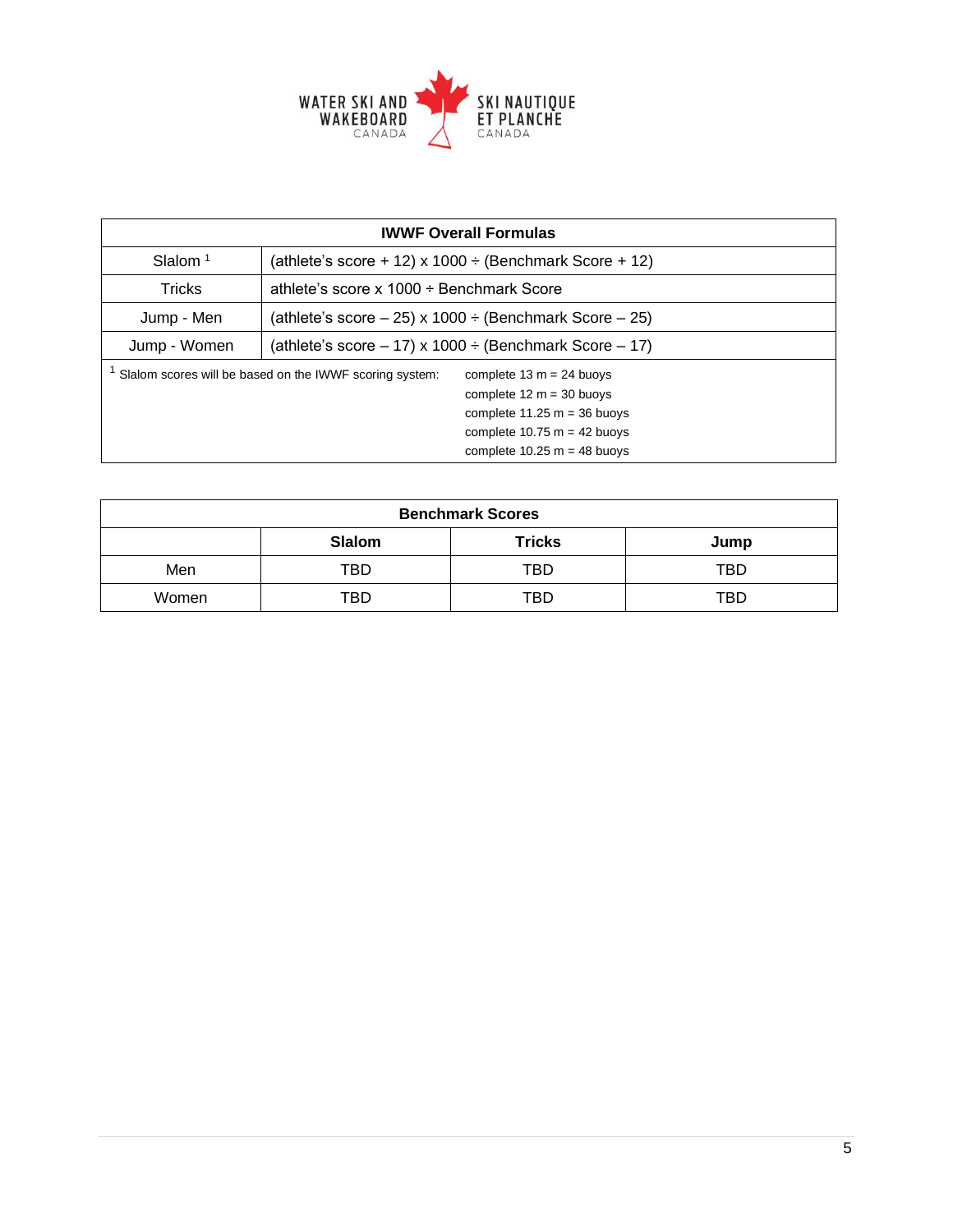| IWWF Overall Formulas | |
|---|---|
| Slalom [1] | (athlete's score + 12) x 1000 ÷ (Benchmark Score + 12) |
| Tricks | athlete's score x 1000 ÷ Benchmark Score |
| Jump - Men | (athlete's score – 25) x 1000 ÷ (Benchmark Score – 25) |
| Jump - Women | (athlete's score – 17) x 1000 ÷ (Benchmark Score – 17) |

[1] Slalom scores will be based on the IWWF scoring system:

- complete 13 m = 24 buoys
- complete 12 m = 30 buoys
- complete 11.25 m = 36 buoys
- complete 10.75 m = 42 buoys
- complete 10.25 m = 48 buoys

**Benchmark Scores**

| | Slalom | Tricks | Jump |
|---|---|---|---|
| Men | TBD | TBD | TBD |
| Women | TBD | TBD | TBD |